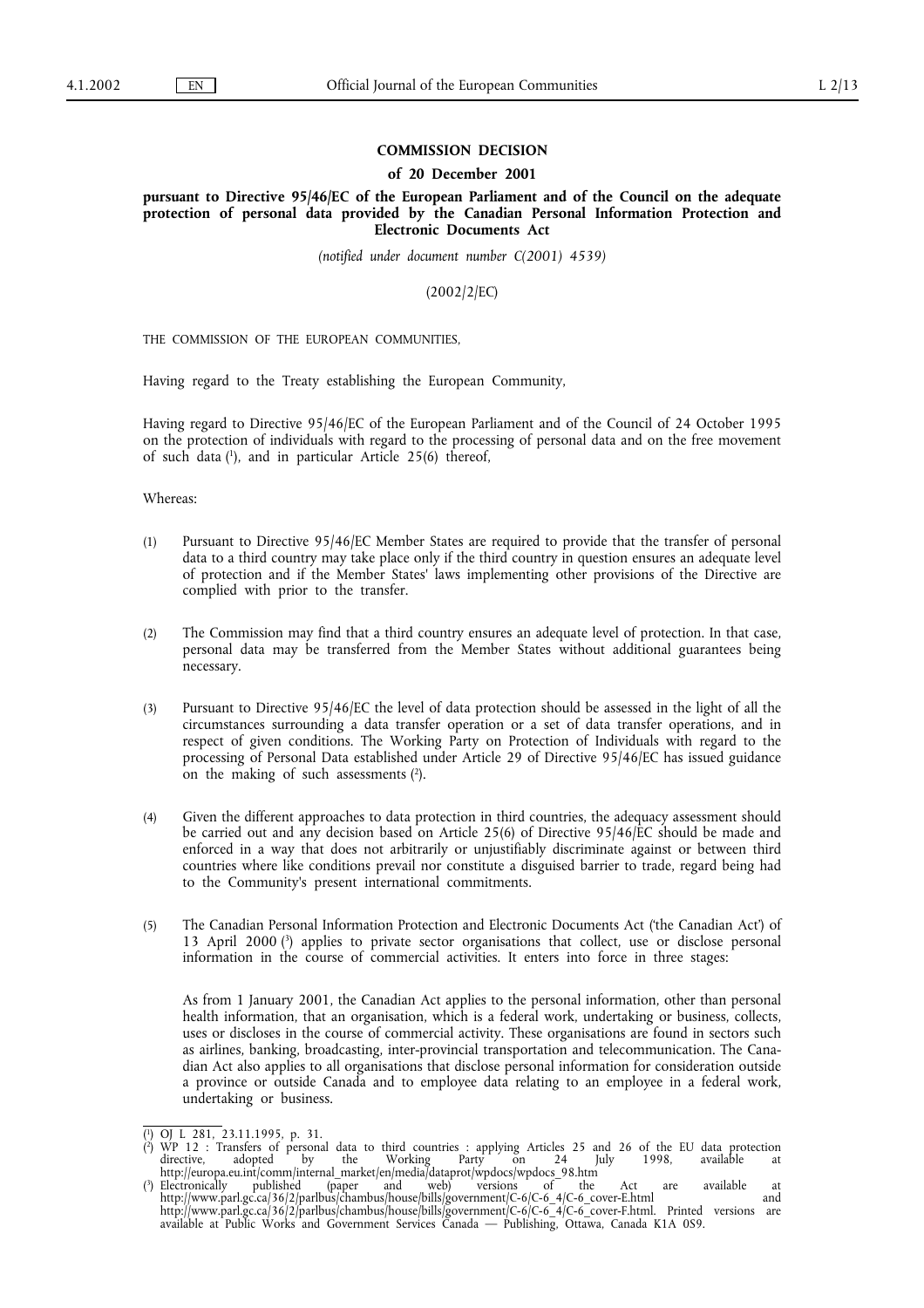# COMMISSION DECISION

## of 20 December 2001

## pursuant to Directive 95/46/EC of the European Parliament and of the Council on the adequate protection of personal data provided by the Canadian Personal Information Protection and Electronic Documents Act

*(notified under document number C(2001) 4539)*

(2002/2/EC)

THE COMMISSION OF THE EUROPEAN COMMUNITIES,

Having regard to the Treaty establishing the European Community,

Having regard to Directive 95/46/EC of the European Parliament and of the Council of 24 October 1995 on the protection of individuals with regard to the processing of personal data and on the free movement of such data [1], and in particular Article 25(6) thereof,

Whereas:

(1) Pursuant to Directive 95/46/EC Member States are required to provide that the transfer of personal data to a third country may take place only if the third country in question ensures an adequate level of protection and if the Member States' laws implementing other provisions of the Directive are complied with prior to the transfer.

(2) The Commission may find that a third country ensures an adequate level of protection. In that case, personal data may be transferred from the Member States without additional guarantees being necessary.

(3) Pursuant to Directive 95/46/EC the level of data protection should be assessed in the light of all the circumstances surrounding a data transfer operation or a set of data transfer operations, and in respect of given conditions. The Working Party on Protection of Individuals with regard to the processing of Personal Data established under Article 29 of Directive 95/46/EC has issued guidance on the making of such assessments [2].

(4) Given the different approaches to data protection in third countries, the adequacy assessment should be carried out and any decision based on Article 25(6) of Directive 95/46/EC should be made and enforced in a way that does not arbitrarily or unjustifiably discriminate against or between third countries where like conditions prevail nor constitute a disguised barrier to trade, regard being had to the Community's present international commitments.

(5) The Canadian Personal Information Protection and Electronic Documents Act ('the Canadian Act') of 13 April 2000 [3] applies to private sector organisations that collect, use or disclose personal information in the course of commercial activities. It enters into force in three stages:

As from 1 January 2001, the Canadian Act applies to the personal information, other than personal health information, that an organisation, which is a federal work, undertaking or business, collects, uses or discloses in the course of commercial activity. These organisations are found in sectors such as airlines, banking, broadcasting, inter-provincial transportation and telecommunication. The Canadian Act also applies to all organisations that disclose personal information for consideration outside a province or outside Canada and to employee data relating to an employee in a federal work, undertaking or business.

---

[1] OJ L 281, 23.11.1995, p. 31.

[2] WP 12 : Transfers of personal data to third countries : applying Articles 25 and 26 of the EU data protection directive, adopted by the Working Party on 24 July 1998, available at http://europa.eu.int/comm/internal_market/en/media/dataprot/wpdocs/wpdocs_98.htm

[3] Electronically published (paper and web) versions of the Act are available at http://www.parl.gc.ca/36/2/parlbus/chambus/house/bills/government/C-6/C-6_4/C-6_cover-E.html and http://www.parl.gc.ca/36/2/parlbus/chambus/house/bills/government/C-6/C-6_4/C-6_cover-F.html. Printed versions are available at Public Works and Government Services Canada — Publishing, Ottawa, Canada K1A 0S9.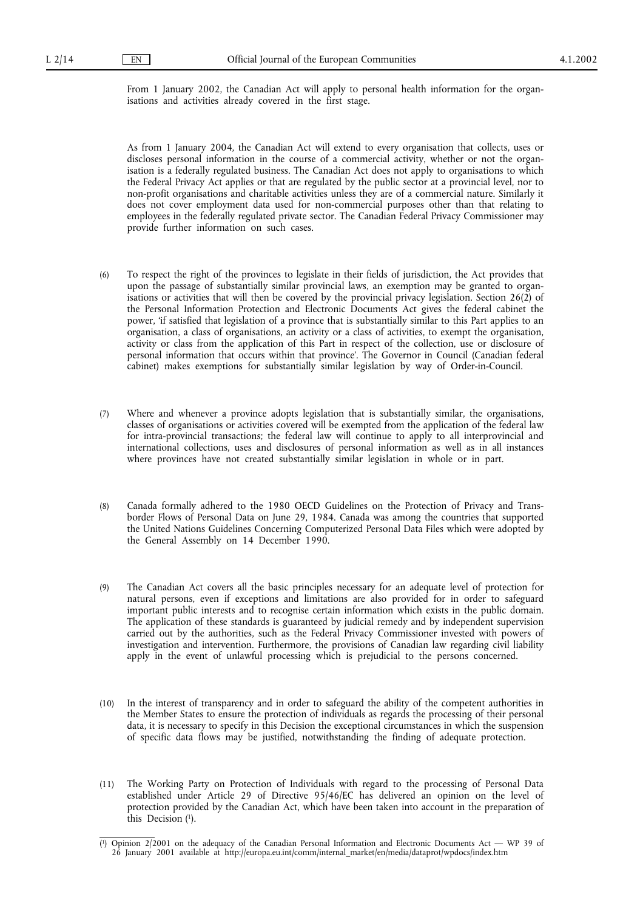From 1 January 2002, the Canadian Act will apply to personal health information for the organisations and activities already covered in the first stage.

As from 1 January 2004, the Canadian Act will extend to every organisation that collects, uses or discloses personal information in the course of a commercial activity, whether or not the organisation is a federally regulated business. The Canadian Act does not apply to organisations to which the Federal Privacy Act applies or that are regulated by the public sector at a provincial level, nor to non-profit organisations and charitable activities unless they are of a commercial nature. Similarly it does not cover employment data used for non-commercial purposes other than that relating to employees in the federally regulated private sector. The Canadian Federal Privacy Commissioner may provide further information on such cases.

(6) To respect the right of the provinces to legislate in their fields of jurisdiction, the Act provides that upon the passage of substantially similar provincial laws, an exemption may be granted to organisations or activities that will then be covered by the provincial privacy legislation. Section 26(2) of the Personal Information Protection and Electronic Documents Act gives the federal cabinet the power, 'if satisfied that legislation of a province that is substantially similar to this Part applies to an organisation, a class of organisations, an activity or a class of activities, to exempt the organisation, activity or class from the application of this Part in respect of the collection, use or disclosure of personal information that occurs within that province'. The Governor in Council (Canadian federal cabinet) makes exemptions for substantially similar legislation by way of Order-in-Council.

(7) Where and whenever a province adopts legislation that is substantially similar, the organisations, classes of organisations or activities covered will be exempted from the application of the federal law for intra-provincial transactions; the federal law will continue to apply to all interprovincial and international collections, uses and disclosures of personal information as well as in all instances where provinces have not created substantially similar legislation in whole or in part.

(8) Canada formally adhered to the 1980 OECD Guidelines on the Protection of Privacy and Transborder Flows of Personal Data on June 29, 1984. Canada was among the countries that supported the United Nations Guidelines Concerning Computerized Personal Data Files which were adopted by the General Assembly on 14 December 1990.

(9) The Canadian Act covers all the basic principles necessary for an adequate level of protection for natural persons, even if exceptions and limitations are also provided for in order to safeguard important public interests and to recognise certain information which exists in the public domain. The application of these standards is guaranteed by judicial remedy and by independent supervision carried out by the authorities, such as the Federal Privacy Commissioner invested with powers of investigation and intervention. Furthermore, the provisions of Canadian law regarding civil liability apply in the event of unlawful processing which is prejudicial to the persons concerned.

(10) In the interest of transparency and in order to safeguard the ability of the competent authorities in the Member States to ensure the protection of individuals as regards the processing of their personal data, it is necessary to specify in this Decision the exceptional circumstances in which the suspension of specific data flows may be justified, notwithstanding the finding of adequate protection.

(11) The Working Party on Protection of Individuals with regard to the processing of Personal Data established under Article 29 of Directive 95/46/EC has delivered an opinion on the level of protection provided by the Canadian Act, which have been taken into account in the preparation of this Decision [1].

---

[1] Opinion 2/2001 on the adequacy of the Canadian Personal Information and Electronic Documents Act — WP 39 of 26 January 2001 available at http://europa.eu.int/comm/internal_market/en/media/dataprot/wpdocs/index.htm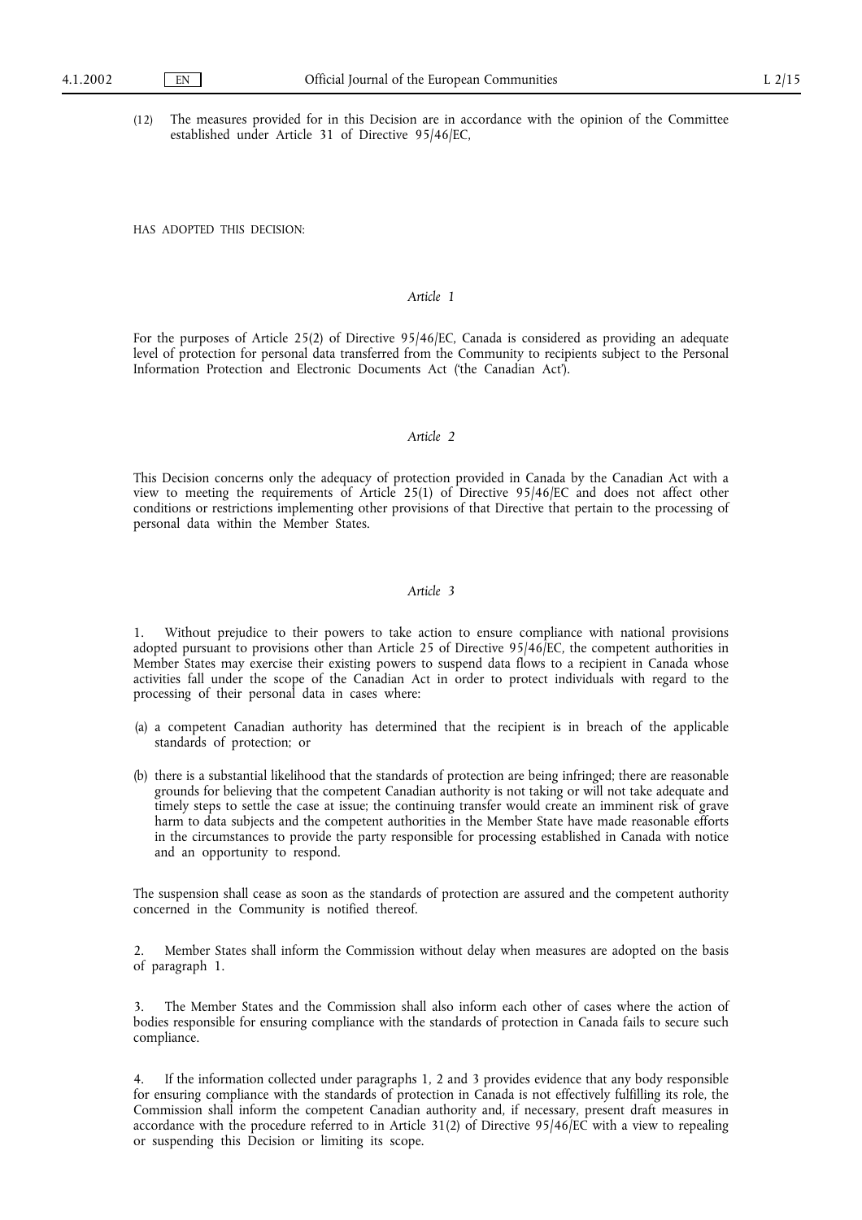(12) The measures provided for in this Decision are in accordance with the opinion of the Committee established under Article 31 of Directive 95/46/EC,

HAS ADOPTED THIS DECISION:

*Article 1*

For the purposes of Article 25(2) of Directive 95/46/EC, Canada is considered as providing an adequate level of protection for personal data transferred from the Community to recipients subject to the Personal Information Protection and Electronic Documents Act ('the Canadian Act').

*Article 2*

This Decision concerns only the adequacy of protection provided in Canada by the Canadian Act with a view to meeting the requirements of Article 25(1) of Directive 95/46/EC and does not affect other conditions or restrictions implementing other provisions of that Directive that pertain to the processing of personal data within the Member States.

*Article 3*

1. Without prejudice to their powers to take action to ensure compliance with national provisions adopted pursuant to provisions other than Article 25 of Directive 95/46/EC, the competent authorities in Member States may exercise their existing powers to suspend data flows to a recipient in Canada whose activities fall under the scope of the Canadian Act in order to protect individuals with regard to the processing of their personal data in cases where:

(a) a competent Canadian authority has determined that the recipient is in breach of the applicable standards of protection; or

(b) there is a substantial likelihood that the standards of protection are being infringed; there are reasonable grounds for believing that the competent Canadian authority is not taking or will not take adequate and timely steps to settle the case at issue; the continuing transfer would create an imminent risk of grave harm to data subjects and the competent authorities in the Member State have made reasonable efforts in the circumstances to provide the party responsible for processing established in Canada with notice and an opportunity to respond.

The suspension shall cease as soon as the standards of protection are assured and the competent authority concerned in the Community is notified thereof.

2. Member States shall inform the Commission without delay when measures are adopted on the basis of paragraph 1.

3. The Member States and the Commission shall also inform each other of cases where the action of bodies responsible for ensuring compliance with the standards of protection in Canada fails to secure such compliance.

4. If the information collected under paragraphs 1, 2 and 3 provides evidence that any body responsible for ensuring compliance with the standards of protection in Canada is not effectively fulfilling its role, the Commission shall inform the competent Canadian authority and, if necessary, present draft measures in accordance with the procedure referred to in Article 31(2) of Directive 95/46/EC with a view to repealing or suspending this Decision or limiting its scope.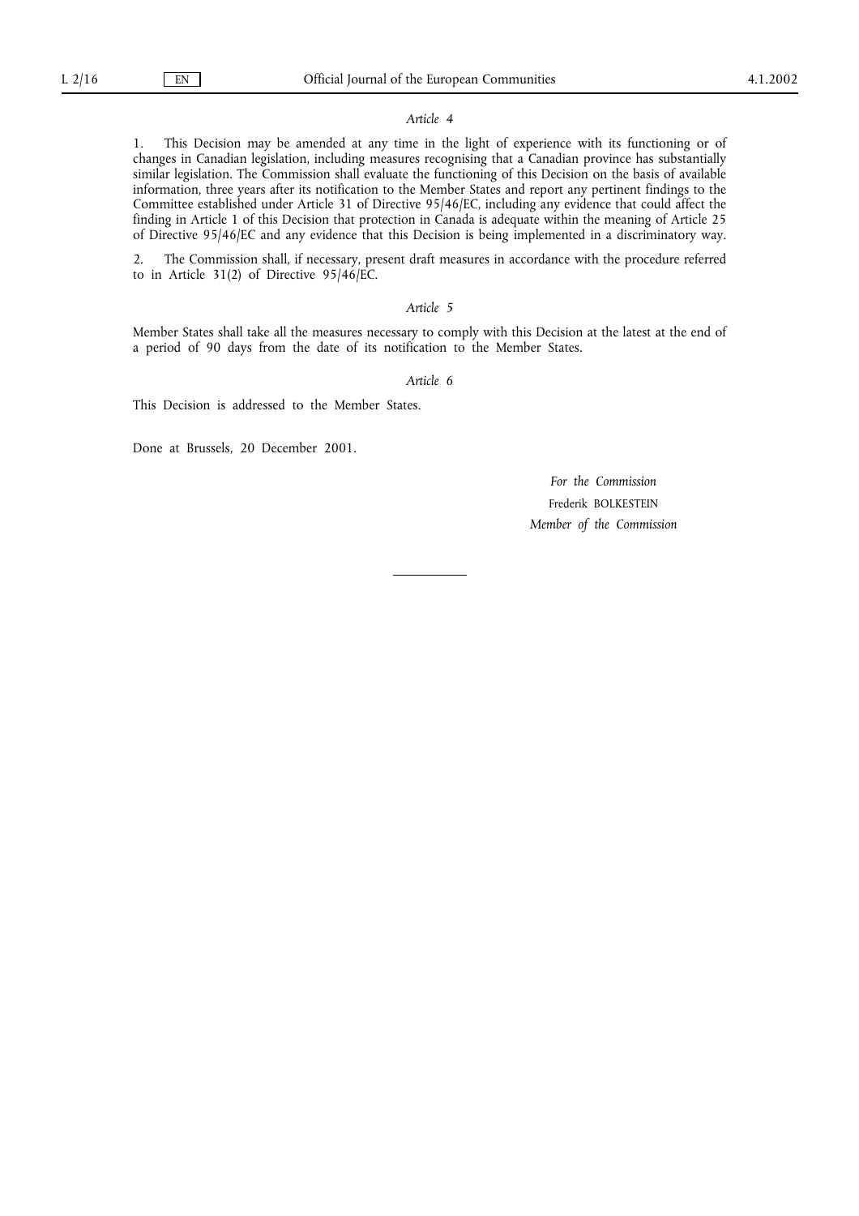*Article 4*

1. This Decision may be amended at any time in the light of experience with its functioning or of changes in Canadian legislation, including measures recognising that a Canadian province has substantially similar legislation. The Commission shall evaluate the functioning of this Decision on the basis of available information, three years after its notification to the Member States and report any pertinent findings to the Committee established under Article 31 of Directive 95/46/EC, including any evidence that could affect the finding in Article 1 of this Decision that protection in Canada is adequate within the meaning of Article 25 of Directive 95/46/EC and any evidence that this Decision is being implemented in a discriminatory way.

2. The Commission shall, if necessary, present draft measures in accordance with the procedure referred to in Article 31(2) of Directive 95/46/EC.

*Article 5*

Member States shall take all the measures necessary to comply with this Decision at the latest at the end of a period of 90 days from the date of its notification to the Member States.

*Article 6*

This Decision is addressed to the Member States.

Done at Brussels, 20 December 2001.

*For the Commission*

Frederik BOLKESTEIN

*Member of the Commission*